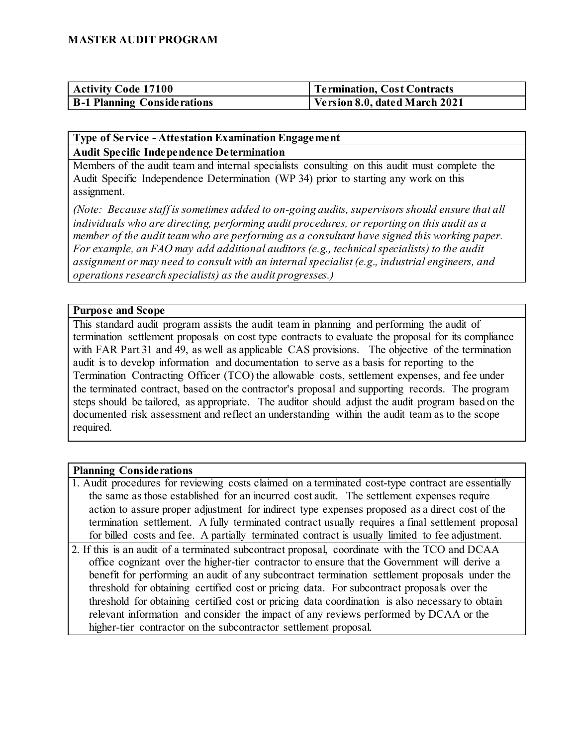# MASTER AUDIT PROGRAM

| Activity Code 17100 | Termination, Cost Contracts |
| --- | --- |
| B-1 Planning Considerations | Version 8.0, dated March 2021 |

## Type of Service - Attestation Examination Engagement

### Audit Specific Independence Determination

Members of the audit team and internal specialists consulting on this audit must complete the Audit Specific Independence Determination (WP 34) prior to starting any work on this assignment.

*(Note: Because staff is sometimes added to on-going audits, supervisors should ensure that all individuals who are directing, performing audit procedures, or reporting on this audit as a member of the audit team who are performing as a consultant have signed this working paper. For example, an FAO may add additional auditors (e.g., technical specialists) to the audit assignment or may need to consult with an internal specialist (e.g., industrial engineers, and operations research specialists) as the audit progresses.)*

## Purpose and Scope

This standard audit program assists the audit team in planning and performing the audit of termination settlement proposals on cost type contracts to evaluate the proposal for its compliance with FAR Part 31 and 49, as well as applicable CAS provisions. The objective of the termination audit is to develop information and documentation to serve as a basis for reporting to the Termination Contracting Officer (TCO) the allowable costs, settlement expenses, and fee under the terminated contract, based on the contractor's proposal and supporting records. The program steps should be tailored, as appropriate. The auditor should adjust the audit program based on the documented risk assessment and reflect an understanding within the audit team as to the scope required.

## Planning Considerations

1. Audit procedures for reviewing costs claimed on a terminated cost-type contract are essentially the same as those established for an incurred cost audit. The settlement expenses require action to assure proper adjustment for indirect type expenses proposed as a direct cost of the termination settlement. A fully terminated contract usually requires a final settlement proposal for billed costs and fee. A partially terminated contract is usually limited to fee adjustment.
2. If this is an audit of a terminated subcontract proposal, coordinate with the TCO and DCAA office cognizant over the higher-tier contractor to ensure that the Government will derive a benefit for performing an audit of any subcontract termination settlement proposals under the threshold for obtaining certified cost or pricing data. For subcontract proposals over the threshold for obtaining certified cost or pricing data coordination is also necessary to obtain relevant information and consider the impact of any reviews performed by DCAA or the higher-tier contractor on the subcontractor settlement proposal.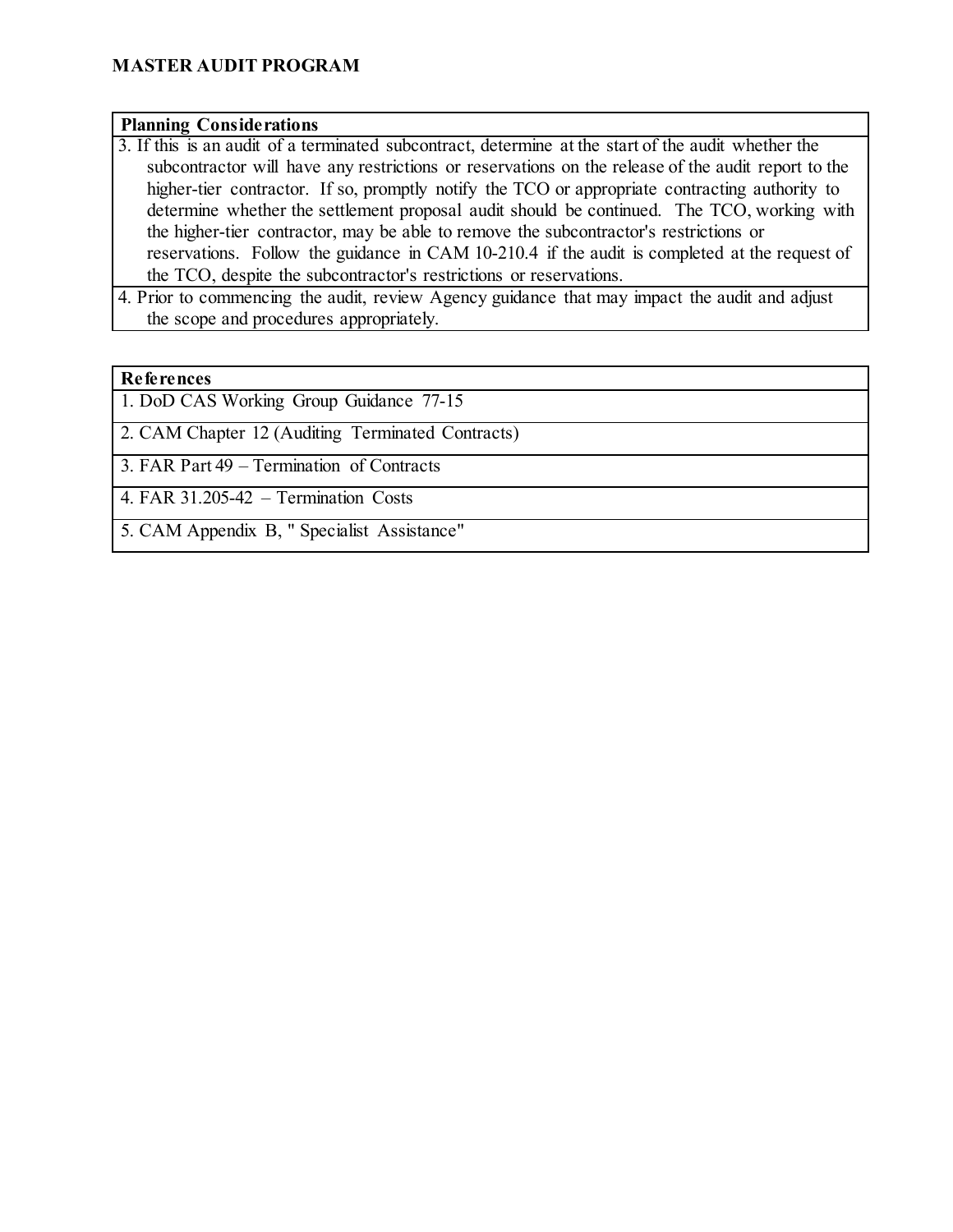**MASTER AUDIT PROGRAM**

| Planning Considerations |
|---|
| 3. If this is an audit of a terminated subcontract, determine at the start of the audit whether the subcontractor will have any restrictions or reservations on the release of the audit report to the higher-tier contractor. If so, promptly notify the TCO or appropriate contracting authority to determine whether the settlement proposal audit should be continued. The TCO, working with the higher-tier contractor, may be able to remove the subcontractor's restrictions or reservations. Follow the guidance in CAM 10-210.4 if the audit is completed at the request of the TCO, despite the subcontractor's restrictions or reservations. |
| 4. Prior to commencing the audit, review Agency guidance that may impact the audit and adjust the scope and procedures appropriately. |

| References |
|---|
| 1. DoD CAS Working Group Guidance 77-15 |
| 2. CAM Chapter 12 (Auditing Terminated Contracts) |
| 3. FAR Part 49 – Termination of Contracts |
| 4. FAR 31.205-42 – Termination Costs |
| 5. CAM Appendix B, " Specialist Assistance" |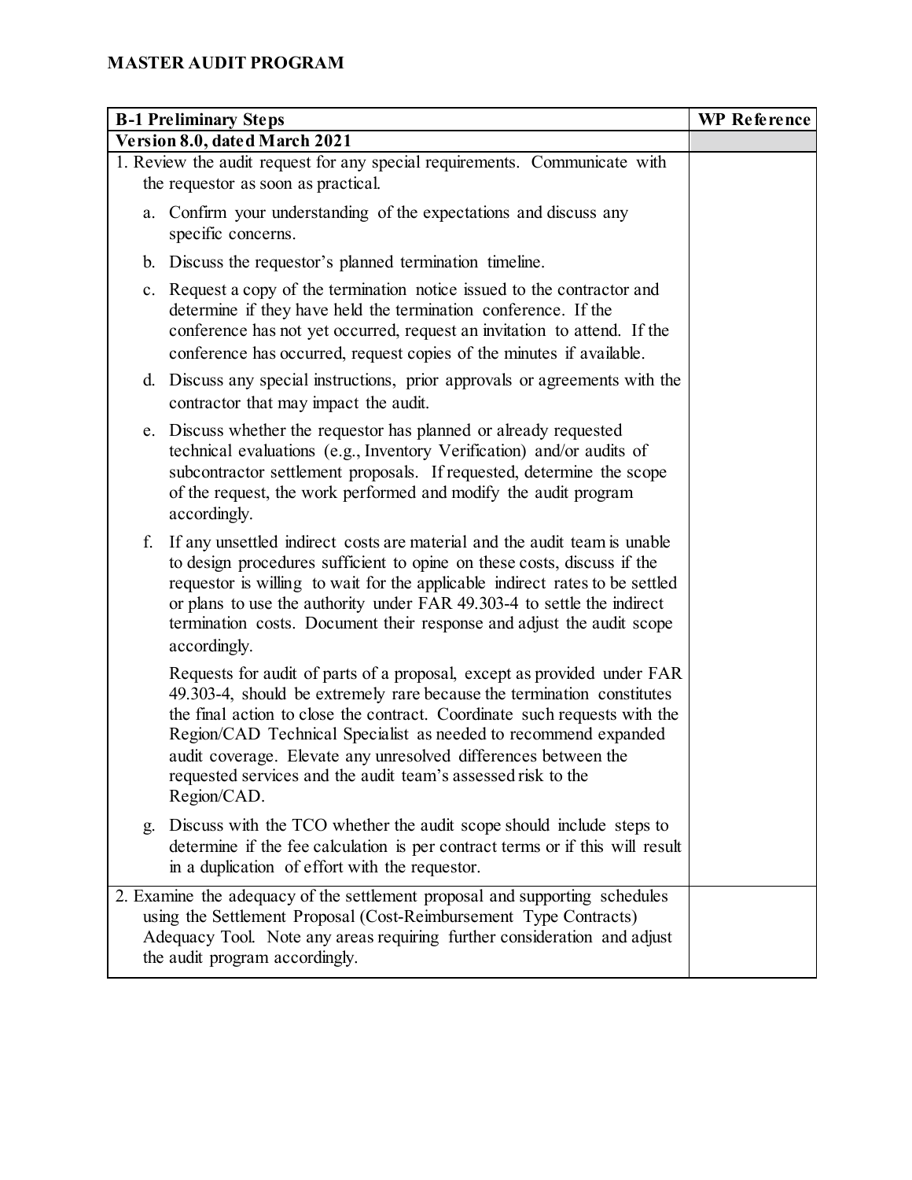# MASTER AUDIT PROGRAM

| B-1 Preliminary Steps | WP Reference |
|---|---|
| **Version 8.0, dated March 2021** | |
| 1. Review the audit request for any special requirements. Communicate with the requestor as soon as practical.<br><br>a. Confirm your understanding of the expectations and discuss any specific concerns.<br><br>b. Discuss the requestor's planned termination timeline.<br><br>c. Request a copy of the termination notice issued to the contractor and determine if they have held the termination conference. If the conference has not yet occurred, request an invitation to attend. If the conference has occurred, request copies of the minutes if available.<br><br>d. Discuss any special instructions, prior approvals or agreements with the contractor that may impact the audit.<br><br>e. Discuss whether the requestor has planned or already requested technical evaluations (e.g., Inventory Verification) and/or audits of subcontractor settlement proposals. If requested, determine the scope of the request, the work performed and modify the audit program accordingly.<br><br>f. If any unsettled indirect costs are material and the audit team is unable to design procedures sufficient to opine on these costs, discuss if the requestor is willing to wait for the applicable indirect rates to be settled or plans to use the authority under FAR 49.303-4 to settle the indirect termination costs. Document their response and adjust the audit scope accordingly.<br><br>Requests for audit of parts of a proposal, except as provided under FAR 49.303-4, should be extremely rare because the termination constitutes the final action to close the contract. Coordinate such requests with the Region/CAD Technical Specialist as needed to recommend expanded audit coverage. Elevate any unresolved differences between the requested services and the audit team's assessed risk to the Region/CAD.<br><br>g. Discuss with the TCO whether the audit scope should include steps to determine if the fee calculation is per contract terms or if this will result in a duplication of effort with the requestor. | |
| 2. Examine the adequacy of the settlement proposal and supporting schedules using the Settlement Proposal (Cost-Reimbursement Type Contracts) Adequacy Tool. Note any areas requiring further consideration and adjust the audit program accordingly. | |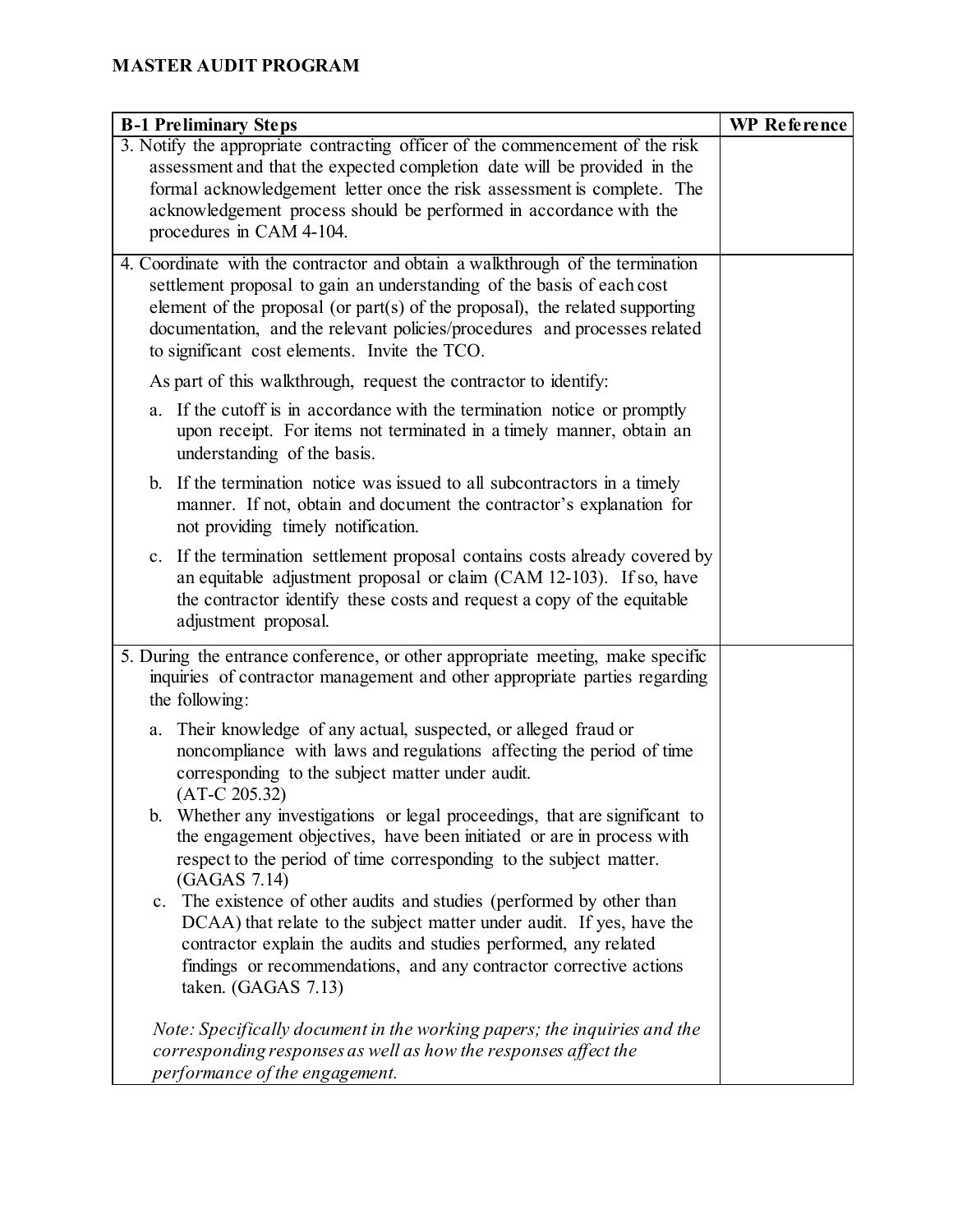## MASTER AUDIT PROGRAM

| B-1 Preliminary Steps | WP Reference |
|---|---|
| 3. Notify the appropriate contracting officer of the commencement of the risk assessment and that the expected completion date will be provided in the formal acknowledgement letter once the risk assessment is complete. The acknowledgement process should be performed in accordance with the procedures in CAM 4-104. | |
| 4. Coordinate with the contractor and obtain a walkthrough of the termination settlement proposal to gain an understanding of the basis of each cost element of the proposal (or part(s) of the proposal), the related supporting documentation, and the relevant policies/procedures and processes related to significant cost elements. Invite the TCO.<br><br>As part of this walkthrough, request the contractor to identify:<br><br>a. If the cutoff is in accordance with the termination notice or promptly upon receipt. For items not terminated in a timely manner, obtain an understanding of the basis.<br><br>b. If the termination notice was issued to all subcontractors in a timely manner. If not, obtain and document the contractor's explanation for not providing timely notification.<br><br>c. If the termination settlement proposal contains costs already covered by an equitable adjustment proposal or claim (CAM 12-103). If so, have the contractor identify these costs and request a copy of the equitable adjustment proposal. | |
| 5. During the entrance conference, or other appropriate meeting, make specific inquiries of contractor management and other appropriate parties regarding the following:<br><br>a. Their knowledge of any actual, suspected, or alleged fraud or noncompliance with laws and regulations affecting the period of time corresponding to the subject matter under audit. (AT-C 205.32)<br>b. Whether any investigations or legal proceedings, that are significant to the engagement objectives, have been initiated or are in process with respect to the period of time corresponding to the subject matter. (GAGAS 7.14)<br>c. The existence of other audits and studies (performed by other than DCAA) that relate to the subject matter under audit. If yes, have the contractor explain the audits and studies performed, any related findings or recommendations, and any contractor corrective actions taken. (GAGAS 7.13)<br><br>*Note: Specifically document in the working papers; the inquiries and the corresponding responses as well as how the responses affect the performance of the engagement.* | |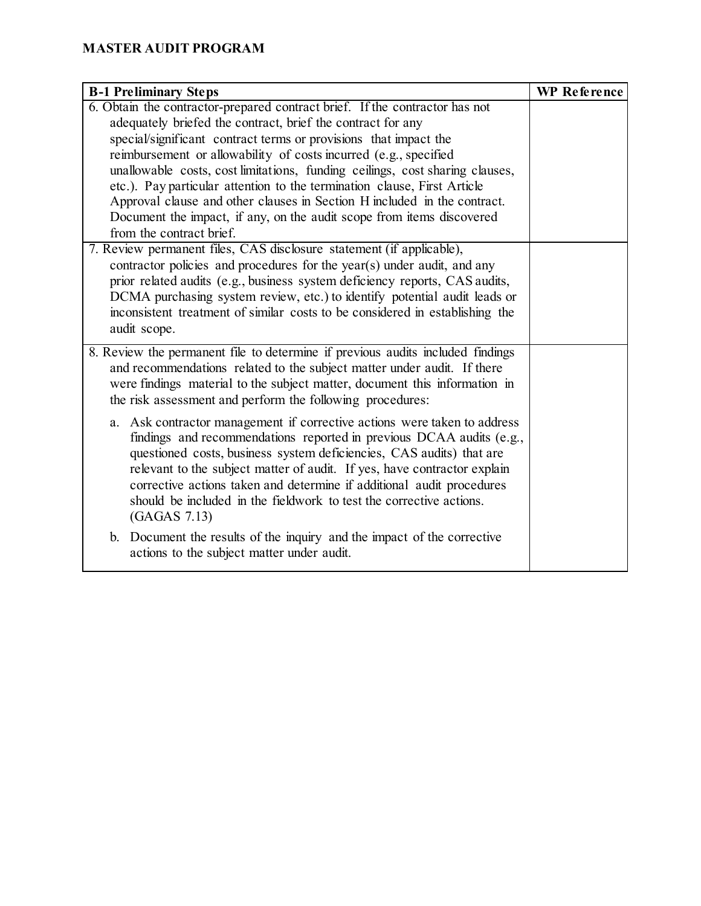**MASTER AUDIT PROGRAM**

| B-1 Preliminary Steps | WP Reference |
|---|---|
| 6. Obtain the contractor-prepared contract brief. If the contractor has not adequately briefed the contract, brief the contract for any special/significant contract terms or provisions that impact the reimbursement or allowability of costs incurred (e.g., specified unallowable costs, cost limitations, funding ceilings, cost sharing clauses, etc.). Pay particular attention to the termination clause, First Article Approval clause and other clauses in Section H included in the contract. Document the impact, if any, on the audit scope from items discovered from the contract brief. | |
| 7. Review permanent files, CAS disclosure statement (if applicable), contractor policies and procedures for the year(s) under audit, and any prior related audits (e.g., business system deficiency reports, CAS audits, DCMA purchasing system review, etc.) to identify potential audit leads or inconsistent treatment of similar costs to be considered in establishing the audit scope. | |
| 8. Review the permanent file to determine if previous audits included findings and recommendations related to the subject matter under audit. If there were findings material to the subject matter, document this information in the risk assessment and perform the following procedures:<br><br>a. Ask contractor management if corrective actions were taken to address findings and recommendations reported in previous DCAA audits (e.g., questioned costs, business system deficiencies, CAS audits) that are relevant to the subject matter of audit. If yes, have contractor explain corrective actions taken and determine if additional audit procedures should be included in the fieldwork to test the corrective actions. (GAGAS 7.13)<br><br>b. Document the results of the inquiry and the impact of the corrective actions to the subject matter under audit. | |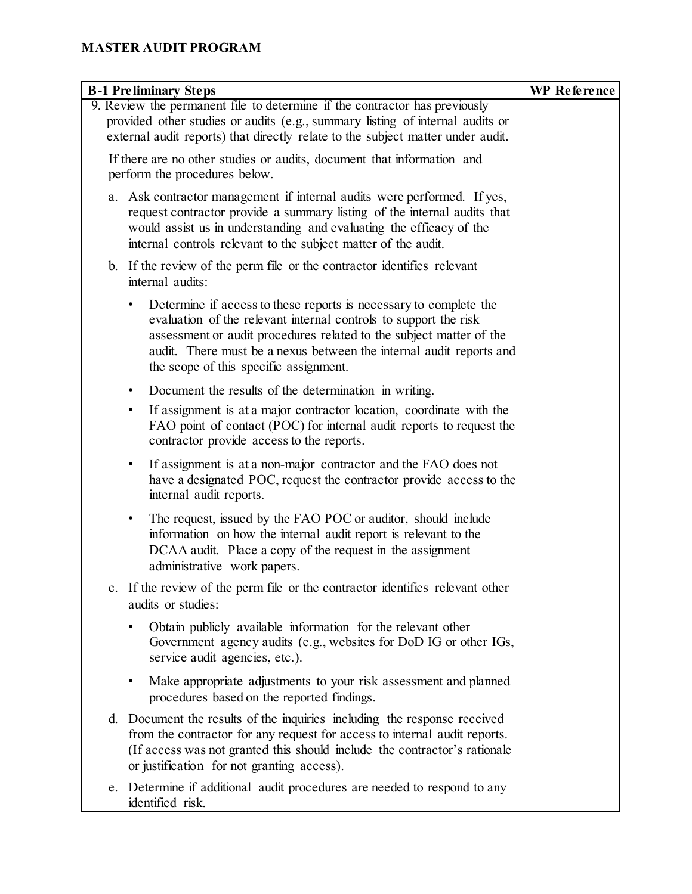**MASTER AUDIT PROGRAM**

| B-1 Preliminary Steps | WP Reference |
|---|---|
| 9. Review the permanent file to determine if the contractor has previously provided other studies or audits (e.g., summary listing of internal audits or external audit reports) that directly relate to the subject matter under audit.<br><br>If there are no other studies or audits, document that information and perform the procedures below.<br><br>a. Ask contractor management if internal audits were performed. If yes, request contractor provide a summary listing of the internal audits that would assist us in understanding and evaluating the efficacy of the internal controls relevant to the subject matter of the audit.<br><br>b. If the review of the perm file or the contractor identifies relevant internal audits:<br>• Determine if access to these reports is necessary to complete the evaluation of the relevant internal controls to support the risk assessment or audit procedures related to the subject matter of the audit. There must be a nexus between the internal audit reports and the scope of this specific assignment.<br>• Document the results of the determination in writing.<br>• If assignment is at a major contractor location, coordinate with the FAO point of contact (POC) for internal audit reports to request the contractor provide access to the reports.<br>• If assignment is at a non-major contractor and the FAO does not have a designated POC, request the contractor provide access to the internal audit reports.<br>• The request, issued by the FAO POC or auditor, should include information on how the internal audit report is relevant to the DCAA audit. Place a copy of the request in the assignment administrative work papers.<br><br>c. If the review of the perm file or the contractor identifies relevant other audits or studies:<br>• Obtain publicly available information for the relevant other Government agency audits (e.g., websites for DoD IG or other IGs, service audit agencies, etc.).<br>• Make appropriate adjustments to your risk assessment and planned procedures based on the reported findings.<br><br>d. Document the results of the inquiries including the response received from the contractor for any request for access to internal audit reports. (If access was not granted this should include the contractor's rationale or justification for not granting access).<br><br>e. Determine if additional audit procedures are needed to respond to any identified risk. | |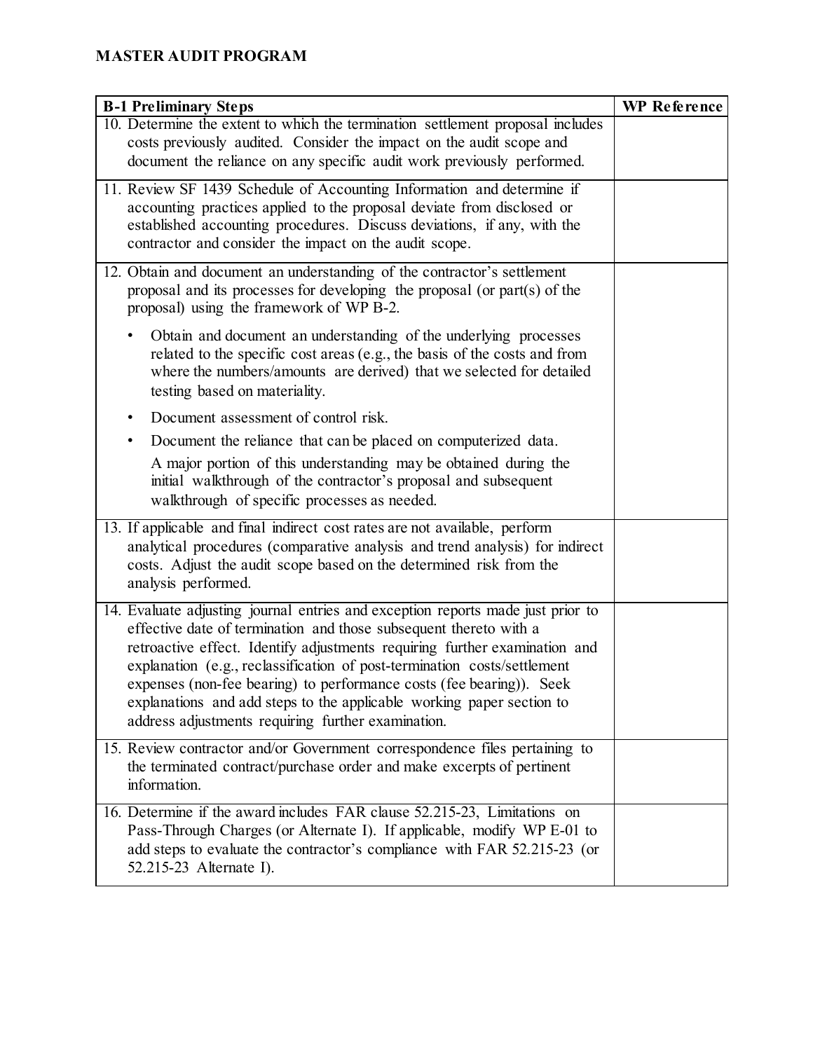**MASTER AUDIT PROGRAM**

| B-1 Preliminary Steps | WP Reference |
|---|---|
| 10. Determine the extent to which the termination settlement proposal includes costs previously audited. Consider the impact on the audit scope and document the reliance on any specific audit work previously performed. | |
| 11. Review SF 1439 Schedule of Accounting Information and determine if accounting practices applied to the proposal deviate from disclosed or established accounting procedures. Discuss deviations, if any, with the contractor and consider the impact on the audit scope. | |
| 12. Obtain and document an understanding of the contractor's settlement proposal and its processes for developing the proposal (or part(s) of the proposal) using the framework of WP B-2.<br><br>• Obtain and document an understanding of the underlying processes related to the specific cost areas (e.g., the basis of the costs and from where the numbers/amounts are derived) that we selected for detailed testing based on materiality.<br>• Document assessment of control risk.<br>• Document the reliance that can be placed on computerized data.<br>A major portion of this understanding may be obtained during the initial walkthrough of the contractor's proposal and subsequent walkthrough of specific processes as needed. | |
| 13. If applicable and final indirect cost rates are not available, perform analytical procedures (comparative analysis and trend analysis) for indirect costs. Adjust the audit scope based on the determined risk from the analysis performed. | |
| 14. Evaluate adjusting journal entries and exception reports made just prior to effective date of termination and those subsequent thereto with a retroactive effect. Identify adjustments requiring further examination and explanation (e.g., reclassification of post-termination costs/settlement expenses (non-fee bearing) to performance costs (fee bearing)). Seek explanations and add steps to the applicable working paper section to address adjustments requiring further examination. | |
| 15. Review contractor and/or Government correspondence files pertaining to the terminated contract/purchase order and make excerpts of pertinent information. | |
| 16. Determine if the award includes FAR clause 52.215-23, Limitations on Pass-Through Charges (or Alternate I). If applicable, modify WP E-01 to add steps to evaluate the contractor's compliance with FAR 52.215-23 (or 52.215-23 Alternate I). | |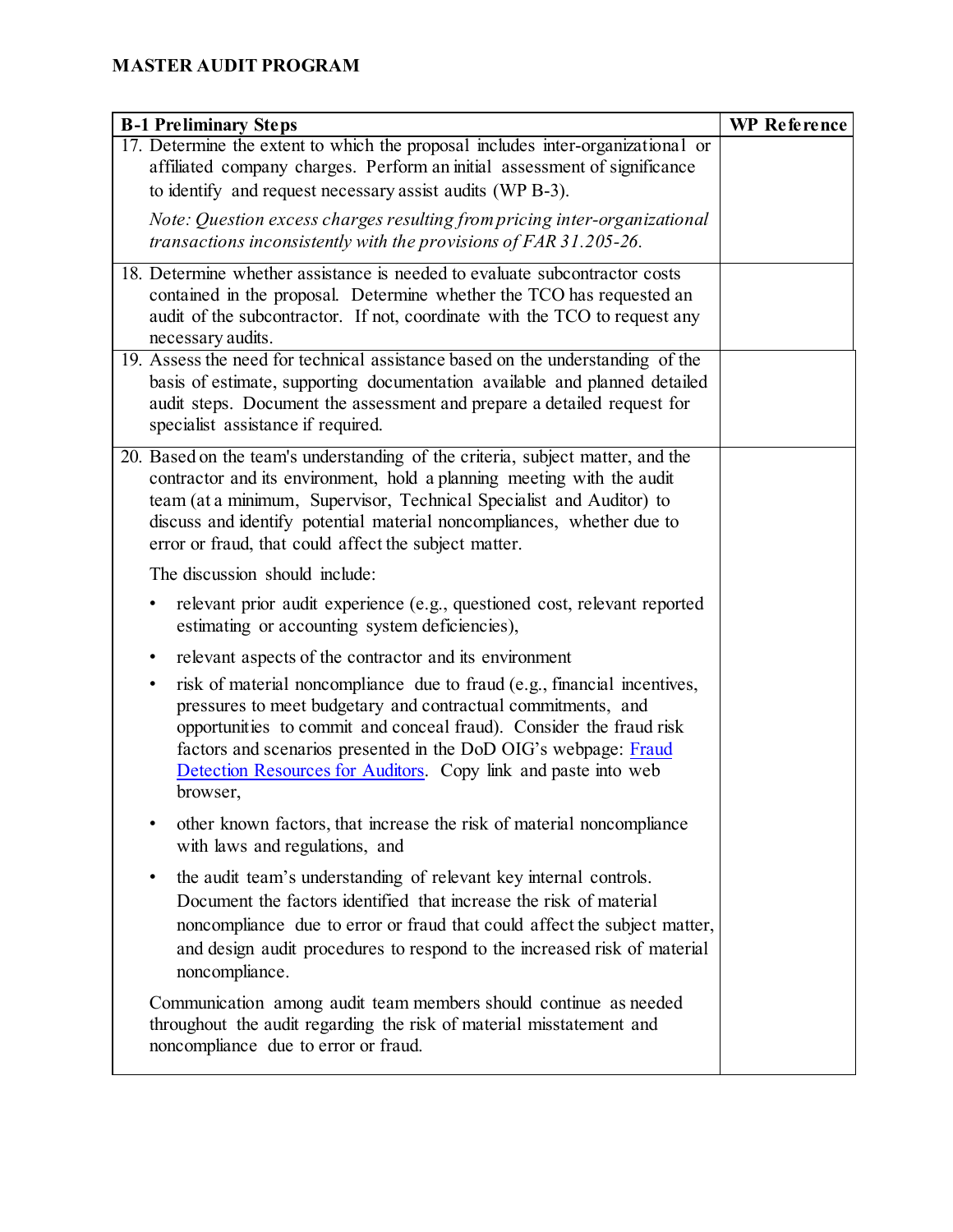**MASTER AUDIT PROGRAM**

| B-1 Preliminary Steps | WP Reference |
|---|---|
| 17. Determine the extent to which the proposal includes inter-organizational or affiliated company charges. Perform an initial assessment of significance to identify and request necessary assist audits (WP B-3).<br><br>*Note: Question excess charges resulting from pricing inter-organizational transactions inconsistently with the provisions of FAR 31.205-26.* | |
| 18. Determine whether assistance is needed to evaluate subcontractor costs contained in the proposal. Determine whether the TCO has requested an audit of the subcontractor. If not, coordinate with the TCO to request any necessary audits. | |
| 19. Assess the need for technical assistance based on the understanding of the basis of estimate, supporting documentation available and planned detailed audit steps. Document the assessment and prepare a detailed request for specialist assistance if required. | |
| 20. Based on the team's understanding of the criteria, subject matter, and the contractor and its environment, hold a planning meeting with the audit team (at a minimum, Supervisor, Technical Specialist and Auditor) to discuss and identify potential material noncompliances, whether due to error or fraud, that could affect the subject matter.<br><br>The discussion should include:<br><br>• relevant prior audit experience (e.g., questioned cost, relevant reported estimating or accounting system deficiencies),<br><br>• relevant aspects of the contractor and its environment<br><br>• risk of material noncompliance due to fraud (e.g., financial incentives, pressures to meet budgetary and contractual commitments, and opportunities to commit and conceal fraud). Consider the fraud risk factors and scenarios presented in the DoD OIG's webpage: Fraud Detection Resources for Auditors. Copy link and paste into web browser,<br><br>• other known factors, that increase the risk of material noncompliance with laws and regulations, and<br><br>• the audit team's understanding of relevant key internal controls. Document the factors identified that increase the risk of material noncompliance due to error or fraud that could affect the subject matter, and design audit procedures to respond to the increased risk of material noncompliance.<br><br>Communication among audit team members should continue as needed throughout the audit regarding the risk of material misstatement and noncompliance due to error or fraud. | |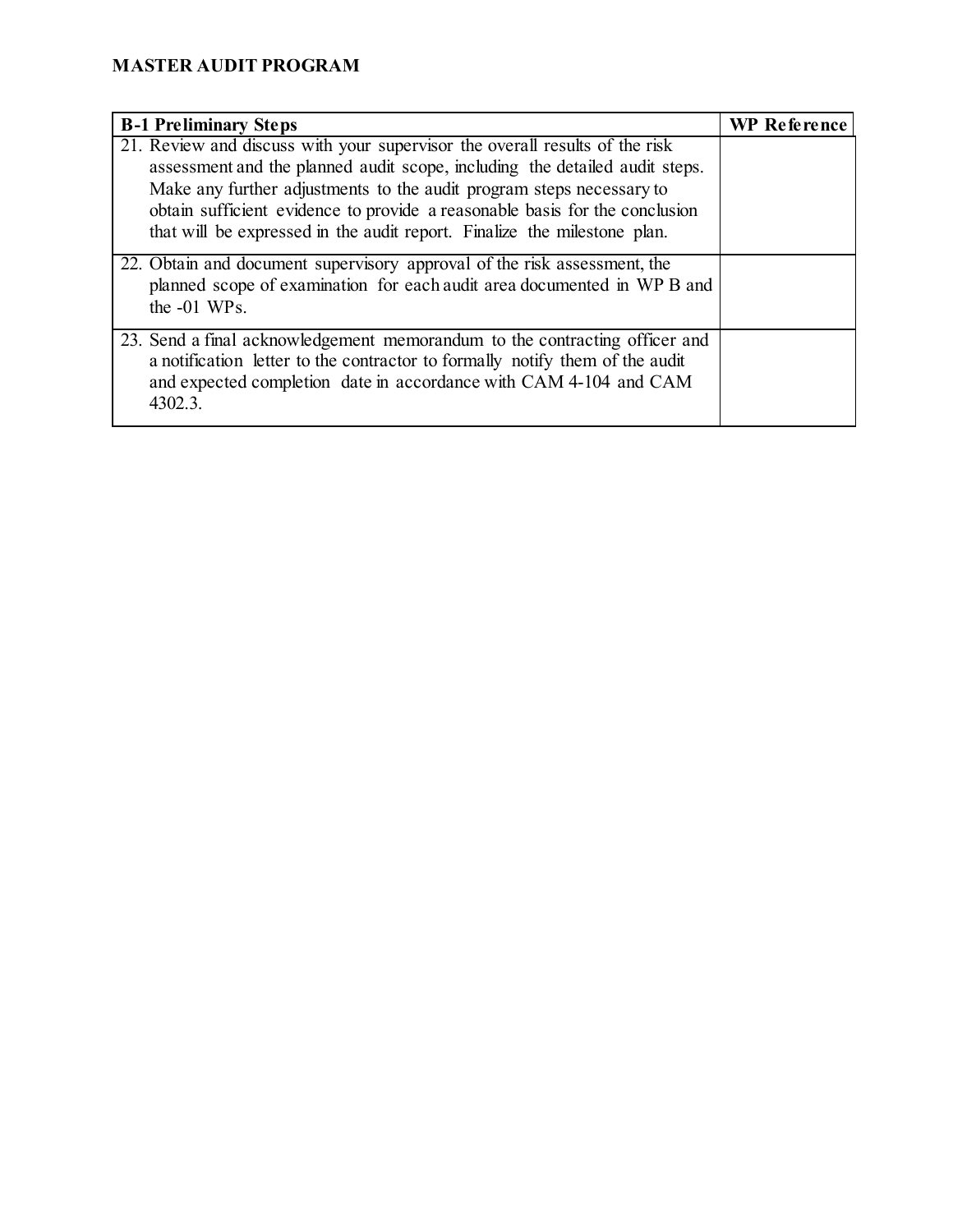**MASTER AUDIT PROGRAM**

| B-1 Preliminary Steps | WP Reference |
|---|---|
| 21. Review and discuss with your supervisor the overall results of the risk assessment and the planned audit scope, including the detailed audit steps. Make any further adjustments to the audit program steps necessary to obtain sufficient evidence to provide a reasonable basis for the conclusion that will be expressed in the audit report. Finalize the milestone plan. | |
| 22. Obtain and document supervisory approval of the risk assessment, the planned scope of examination for each audit area documented in WP B and the -01 WPs. | |
| 23. Send a final acknowledgement memorandum to the contracting officer and a notification letter to the contractor to formally notify them of the audit and expected completion date in accordance with CAM 4-104 and CAM 4302.3. | |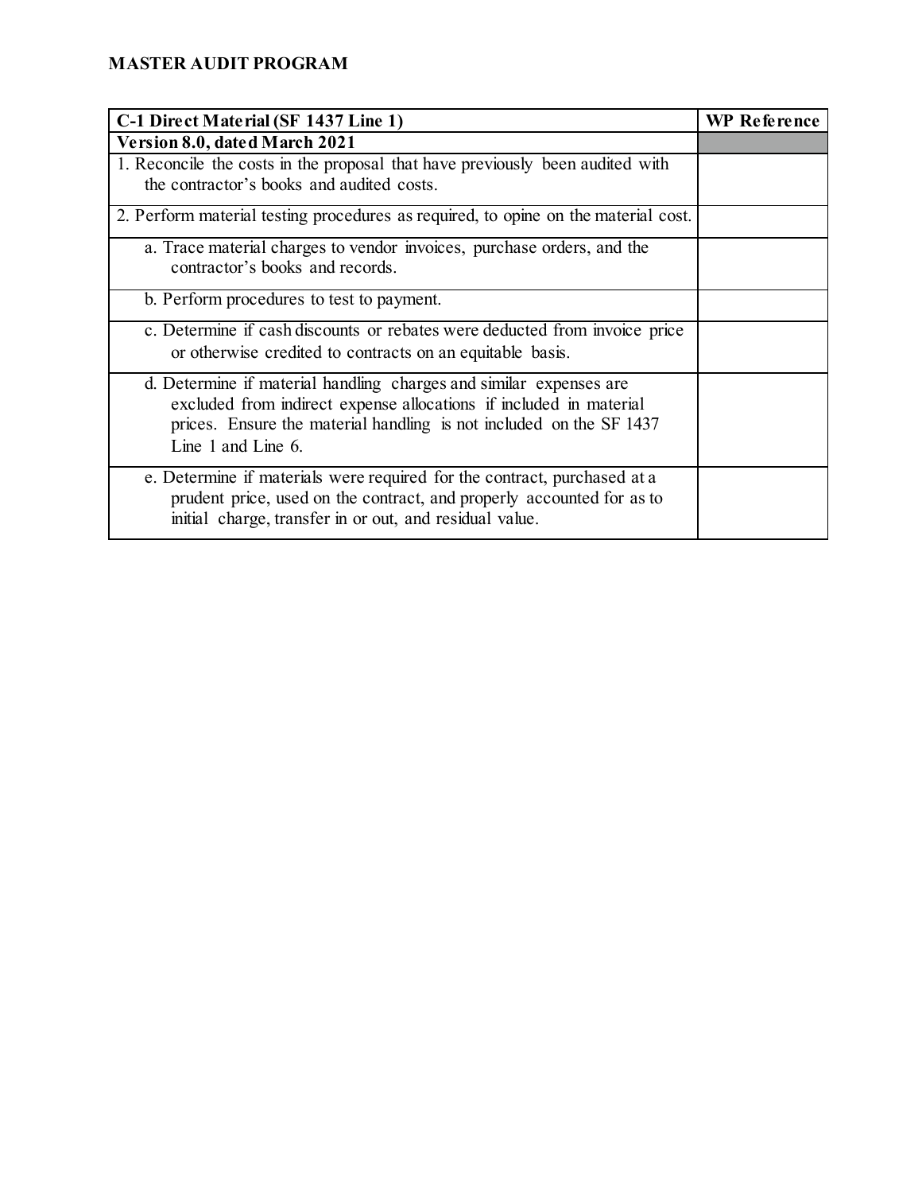**MASTER AUDIT PROGRAM**

| C-1 Direct Material (SF 1437 Line 1) | WP Reference |
|---|---|
| **Version 8.0, dated March 2021** | |
| 1. Reconcile the costs in the proposal that have previously been audited with the contractor's books and audited costs. | |
| 2. Perform material testing procedures as required, to opine on the material cost. | |
| a. Trace material charges to vendor invoices, purchase orders, and the contractor's books and records. | |
| b. Perform procedures to test to payment. | |
| c. Determine if cash discounts or rebates were deducted from invoice price or otherwise credited to contracts on an equitable basis. | |
| d. Determine if material handling charges and similar expenses are excluded from indirect expense allocations if included in material prices. Ensure the material handling is not included on the SF 1437 Line 1 and Line 6. | |
| e. Determine if materials were required for the contract, purchased at a prudent price, used on the contract, and properly accounted for as to initial charge, transfer in or out, and residual value. | |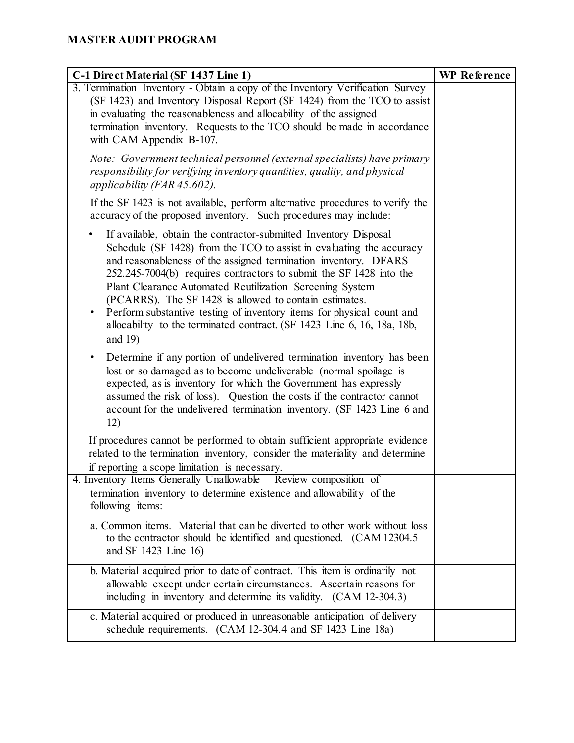**MASTER AUDIT PROGRAM**

| C-1 Direct Material (SF 1437 Line 1) | WP Reference |
|---|---|
| 3. Termination Inventory - Obtain a copy of the Inventory Verification Survey (SF 1423) and Inventory Disposal Report (SF 1424) from the TCO to assist in evaluating the reasonableness and allocability of the assigned termination inventory. Requests to the TCO should be made in accordance with CAM Appendix B-107.<br><br>*Note: Government technical personnel (external specialists) have primary responsibility for verifying inventory quantities, quality, and physical applicability (FAR 45.602).*<br><br>If the SF 1423 is not available, perform alternative procedures to verify the accuracy of the proposed inventory. Such procedures may include:<br><br>• If available, obtain the contractor-submitted Inventory Disposal Schedule (SF 1428) from the TCO to assist in evaluating the accuracy and reasonableness of the assigned termination inventory. DFARS 252.245-7004(b) requires contractors to submit the SF 1428 into the Plant Clearance Automated Reutilization Screening System (PCARRS). The SF 1428 is allowed to contain estimates.<br>• Perform substantive testing of inventory items for physical count and allocability to the terminated contract. (SF 1423 Line 6, 16, 18a, 18b, and 19)<br><br>• Determine if any portion of undelivered termination inventory has been lost or so damaged as to become undeliverable (normal spoilage is expected, as is inventory for which the Government has expressly assumed the risk of loss). Question the costs if the contractor cannot account for the undelivered termination inventory. (SF 1423 Line 6 and 12)<br><br>If procedures cannot be performed to obtain sufficient appropriate evidence related to the termination inventory, consider the materiality and determine if reporting a scope limitation is necessary. | |
| 4. Inventory Items Generally Unallowable – Review composition of termination inventory to determine existence and allowability of the following items: | |
| a. Common items. Material that can be diverted to other work without loss to the contractor should be identified and questioned. (CAM 12304.5 and SF 1423 Line 16) | |
| b. Material acquired prior to date of contract. This item is ordinarily not allowable except under certain circumstances. Ascertain reasons for including in inventory and determine its validity. (CAM 12-304.3) | |
| c. Material acquired or produced in unreasonable anticipation of delivery schedule requirements. (CAM 12-304.4 and SF 1423 Line 18a) | |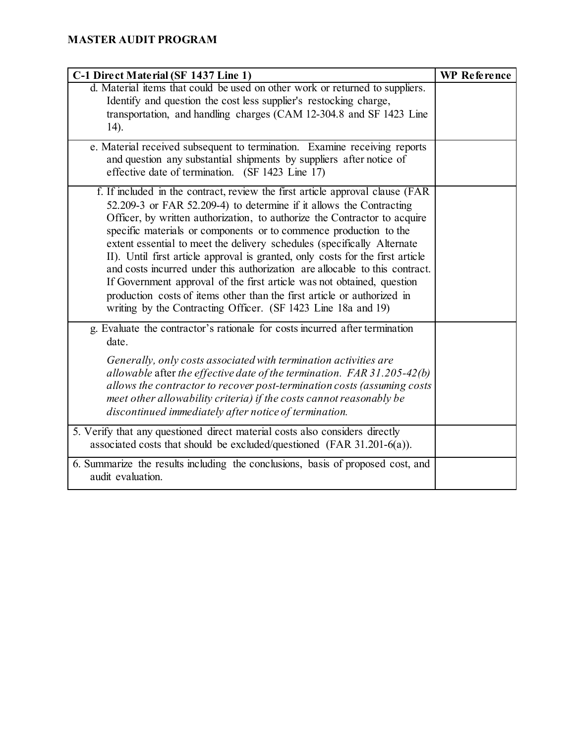**MASTER AUDIT PROGRAM**

| C-1 Direct Material (SF 1437 Line 1) | WP Reference |
| --- | --- |
| d. Material items that could be used on other work or returned to suppliers. Identify and question the cost less supplier's restocking charge, transportation, and handling charges (CAM 12-304.8 and SF 1423 Line 14). | |
| e. Material received subsequent to termination. Examine receiving reports and question any substantial shipments by suppliers after notice of effective date of termination. (SF 1423 Line 17) | |
| f. If included in the contract, review the first article approval clause (FAR 52.209-3 or FAR 52.209-4) to determine if it allows the Contracting Officer, by written authorization, to authorize the Contractor to acquire specific materials or components or to commence production to the extent essential to meet the delivery schedules (specifically Alternate II). Until first article approval is granted, only costs for the first article and costs incurred under this authorization are allocable to this contract. If Government approval of the first article was not obtained, question production costs of items other than the first article or authorized in writing by the Contracting Officer. (SF 1423 Line 18a and 19) | |
| g. Evaluate the contractor's rationale for costs incurred after termination date.<br><br>*Generally, only costs associated with termination activities are allowable* after *the effective date of the termination. FAR 31.205-42(b) allows the contractor to recover post-termination costs (assuming costs meet other allowability criteria) if the costs cannot reasonably be discontinued immediately after notice of termination.* | |
| 5. Verify that any questioned direct material costs also considers directly associated costs that should be excluded/questioned (FAR 31.201-6(a)). | |
| 6. Summarize the results including the conclusions, basis of proposed cost, and audit evaluation. | |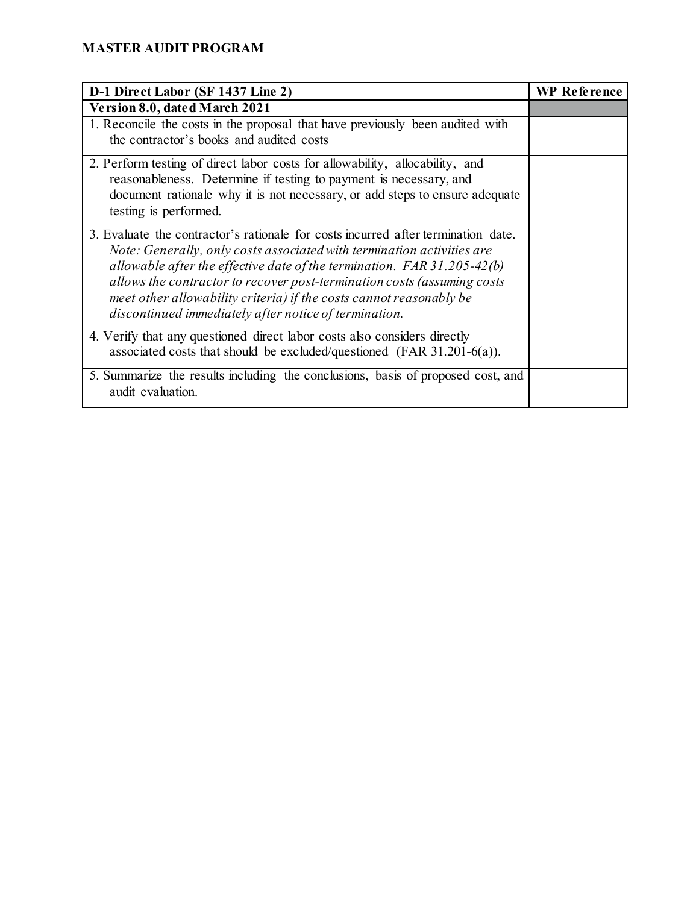**MASTER AUDIT PROGRAM**

| D-1 Direct Labor (SF 1437 Line 2) | WP Reference |
|---|---|
| **Version 8.0, dated March 2021** | |
| 1. Reconcile the costs in the proposal that have previously been audited with the contractor's books and audited costs | |
| 2. Perform testing of direct labor costs for allowability, allocability, and reasonableness. Determine if testing to payment is necessary, and document rationale why it is not necessary, or add steps to ensure adequate testing is performed. | |
| 3. Evaluate the contractor's rationale for costs incurred after termination date. *Note: Generally, only costs associated with termination activities are allowable after the effective date of the termination. FAR 31.205-42(b) allows the contractor to recover post-termination costs (assuming costs meet other allowability criteria) if the costs cannot reasonably be discontinued immediately after notice of termination.* | |
| 4. Verify that any questioned direct labor costs also considers directly associated costs that should be excluded/questioned (FAR 31.201-6(a)). | |
| 5. Summarize the results including the conclusions, basis of proposed cost, and audit evaluation. | |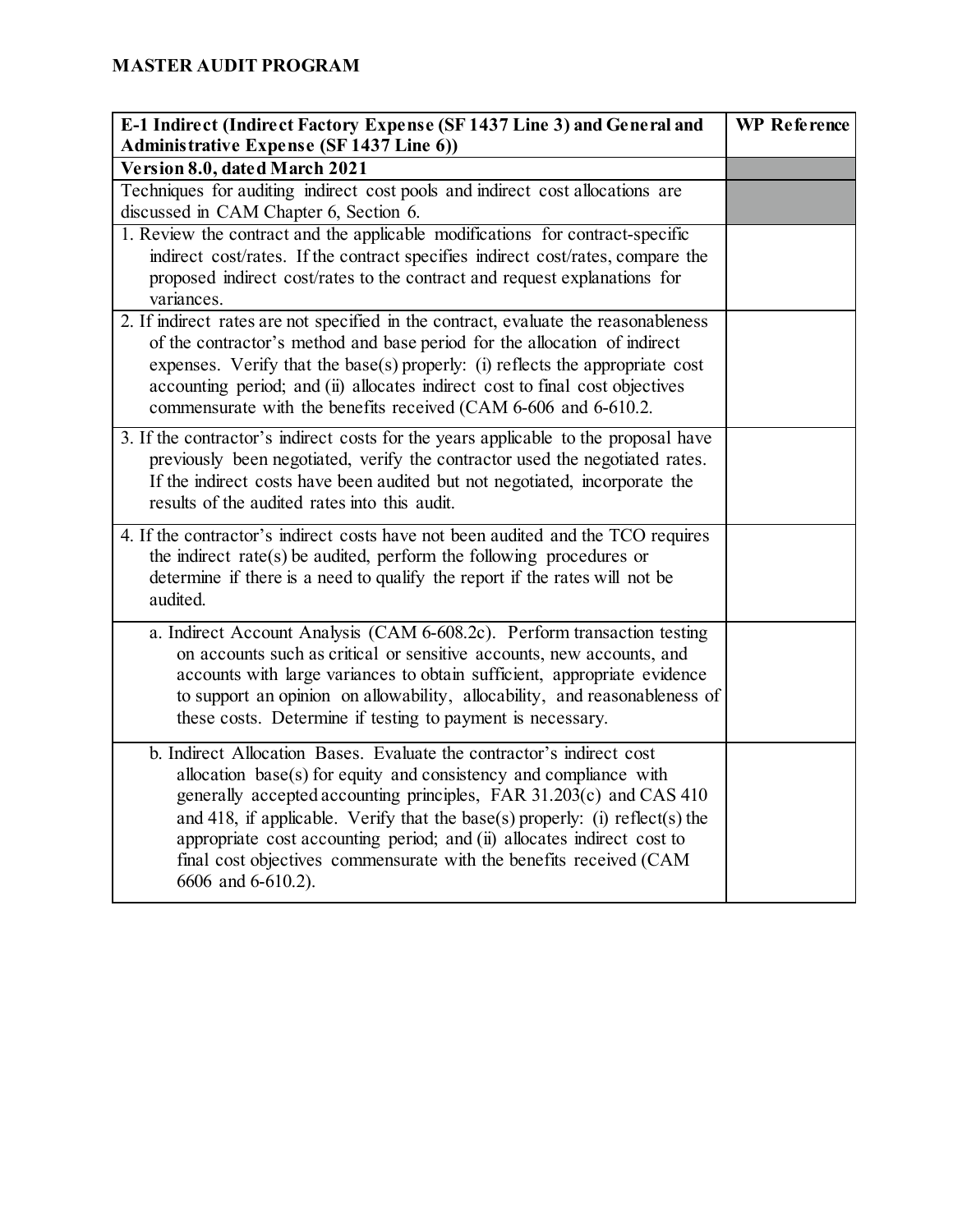**MASTER AUDIT PROGRAM**

| E-1 Indirect (Indirect Factory Expense (SF 1437 Line 3) and General and Administrative Expense (SF 1437 Line 6)) | WP Reference |
|---|---|
| **Version 8.0, dated March 2021** | |
| Techniques for auditing indirect cost pools and indirect cost allocations are discussed in CAM Chapter 6, Section 6. | |
| 1. Review the contract and the applicable modifications for contract-specific indirect cost/rates. If the contract specifies indirect cost/rates, compare the proposed indirect cost/rates to the contract and request explanations for variances. | |
| 2. If indirect rates are not specified in the contract, evaluate the reasonableness of the contractor's method and base period for the allocation of indirect expenses. Verify that the base(s) properly: (i) reflects the appropriate cost accounting period; and (ii) allocates indirect cost to final cost objectives commensurate with the benefits received (CAM 6-606 and 6-610.2. | |
| 3. If the contractor's indirect costs for the years applicable to the proposal have previously been negotiated, verify the contractor used the negotiated rates. If the indirect costs have been audited but not negotiated, incorporate the results of the audited rates into this audit. | |
| 4. If the contractor's indirect costs have not been audited and the TCO requires the indirect rate(s) be audited, perform the following procedures or determine if there is a need to qualify the report if the rates will not be audited. | |
| a. Indirect Account Analysis (CAM 6-608.2c). Perform transaction testing on accounts such as critical or sensitive accounts, new accounts, and accounts with large variances to obtain sufficient, appropriate evidence to support an opinion on allowability, allocability, and reasonableness of these costs. Determine if testing to payment is necessary. | |
| b. Indirect Allocation Bases. Evaluate the contractor's indirect cost allocation base(s) for equity and consistency and compliance with generally accepted accounting principles, FAR 31.203(c) and CAS 410 and 418, if applicable. Verify that the base(s) properly: (i) reflect(s) the appropriate cost accounting period; and (ii) allocates indirect cost to final cost objectives commensurate with the benefits received (CAM 6606 and 6-610.2). | |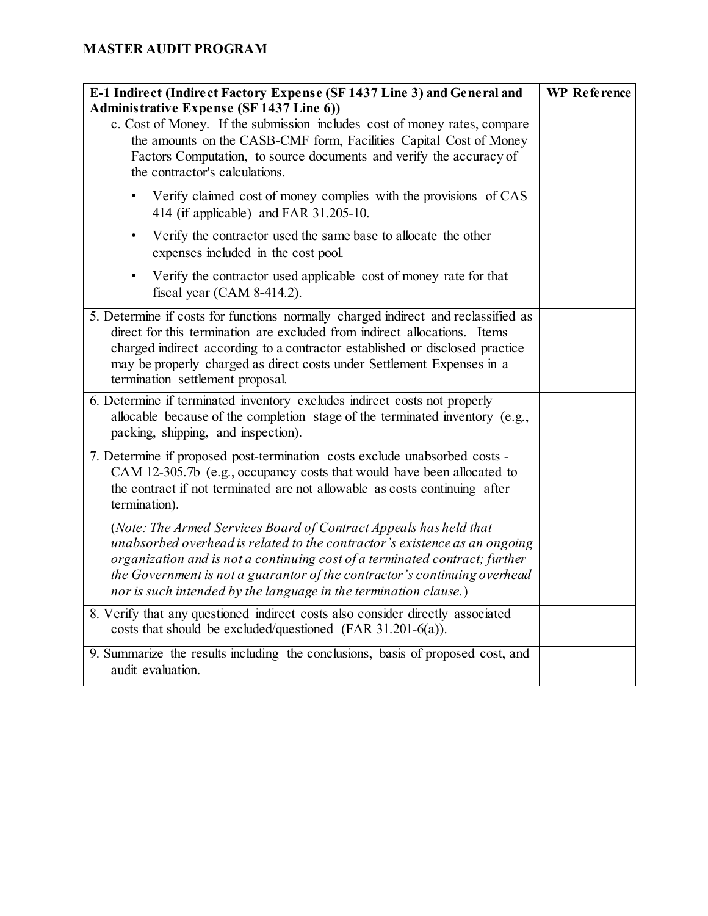## MASTER AUDIT PROGRAM

| E-1 Indirect (Indirect Factory Expense (SF 1437 Line 3) and General and Administrative Expense (SF 1437 Line 6)) | WP Reference |
|---|---|
| c. Cost of Money. If the submission includes cost of money rates, compare the amounts on the CASB-CMF form, Facilities Capital Cost of Money Factors Computation, to source documents and verify the accuracy of the contractor's calculations.<br><br>• Verify claimed cost of money complies with the provisions of CAS 414 (if applicable) and FAR 31.205-10.<br><br>• Verify the contractor used the same base to allocate the other expenses included in the cost pool.<br><br>• Verify the contractor used applicable cost of money rate for that fiscal year (CAM 8-414.2). | |
| 5. Determine if costs for functions normally charged indirect and reclassified as direct for this termination are excluded from indirect allocations. Items charged indirect according to a contractor established or disclosed practice may be properly charged as direct costs under Settlement Expenses in a termination settlement proposal. | |
| 6. Determine if terminated inventory excludes indirect costs not properly allocable because of the completion stage of the terminated inventory (e.g., packing, shipping, and inspection). | |
| 7. Determine if proposed post-termination costs exclude unabsorbed costs - CAM 12-305.7b (e.g., occupancy costs that would have been allocated to the contract if not terminated are not allowable as costs continuing after termination).<br><br>(*Note: The Armed Services Board of Contract Appeals has held that unabsorbed overhead is related to the contractor's existence as an ongoing organization and is not a continuing cost of a terminated contract; further the Government is not a guarantor of the contractor's continuing overhead nor is such intended by the language in the termination clause.*) | |
| 8. Verify that any questioned indirect costs also consider directly associated costs that should be excluded/questioned (FAR 31.201-6(a)). | |
| 9. Summarize the results including the conclusions, basis of proposed cost, and audit evaluation. | |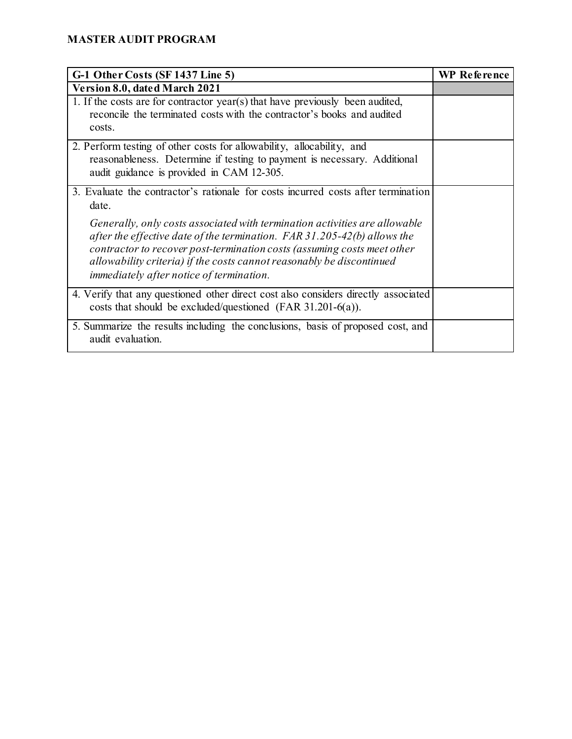**MASTER AUDIT PROGRAM**

| G-1 Other Costs (SF 1437 Line 5) | WP Reference |
|---|---|
| **Version 8.0, dated March 2021** | |
| 1. If the costs are for contractor year(s) that have previously been audited, reconcile the terminated costs with the contractor's books and audited costs. | |
| 2. Perform testing of other costs for allowability, allocability, and reasonableness. Determine if testing to payment is necessary. Additional audit guidance is provided in CAM 12-305. | |
| 3. Evaluate the contractor's rationale for costs incurred costs after termination date. *Generally, only costs associated with termination activities are allowable after the effective date of the termination. FAR 31.205-42(b) allows the contractor to recover post-termination costs (assuming costs meet other allowability criteria) if the costs cannot reasonably be discontinued immediately after notice of termination.* | |
| 4. Verify that any questioned other direct cost also considers directly associated costs that should be excluded/questioned (FAR 31.201-6(a)). | |
| 5. Summarize the results including the conclusions, basis of proposed cost, and audit evaluation. | |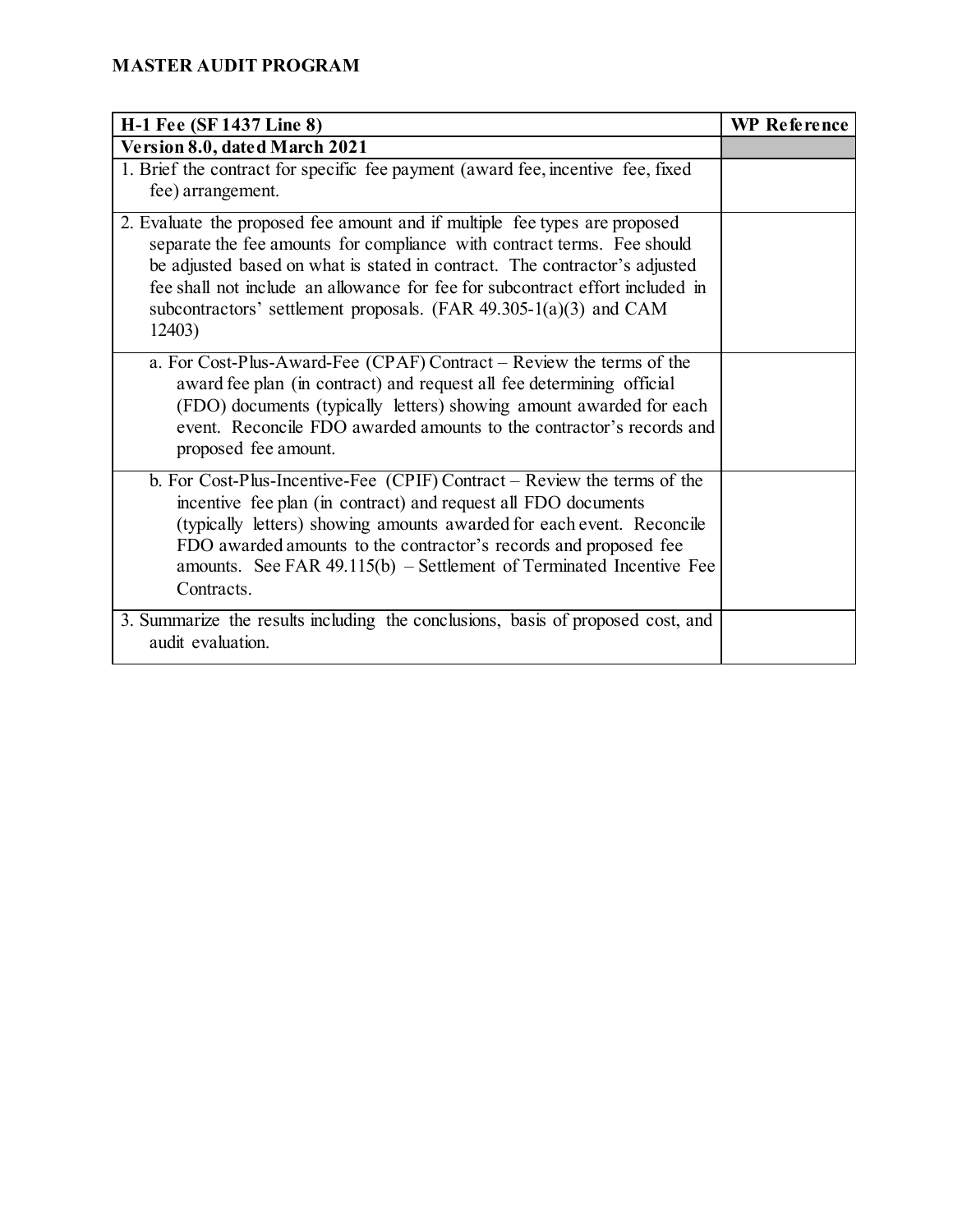**MASTER AUDIT PROGRAM**

| H-1 Fee (SF 1437 Line 8) | WP Reference |
|---|---|
| **Version 8.0, dated March 2021** | |
| 1. Brief the contract for specific fee payment (award fee, incentive fee, fixed fee) arrangement. | |
| 2. Evaluate the proposed fee amount and if multiple fee types are proposed separate the fee amounts for compliance with contract terms. Fee should be adjusted based on what is stated in contract. The contractor's adjusted fee shall not include an allowance for fee for subcontract effort included in subcontractors' settlement proposals. (FAR 49.305-1(a)(3) and CAM 12403) | |
| a. For Cost-Plus-Award-Fee (CPAF) Contract – Review the terms of the award fee plan (in contract) and request all fee determining official (FDO) documents (typically letters) showing amount awarded for each event. Reconcile FDO awarded amounts to the contractor's records and proposed fee amount. | |
| b. For Cost-Plus-Incentive-Fee (CPIF) Contract – Review the terms of the incentive fee plan (in contract) and request all FDO documents (typically letters) showing amounts awarded for each event. Reconcile FDO awarded amounts to the contractor's records and proposed fee amounts. See FAR 49.115(b) – Settlement of Terminated Incentive Fee Contracts. | |
| 3. Summarize the results including the conclusions, basis of proposed cost, and audit evaluation. | |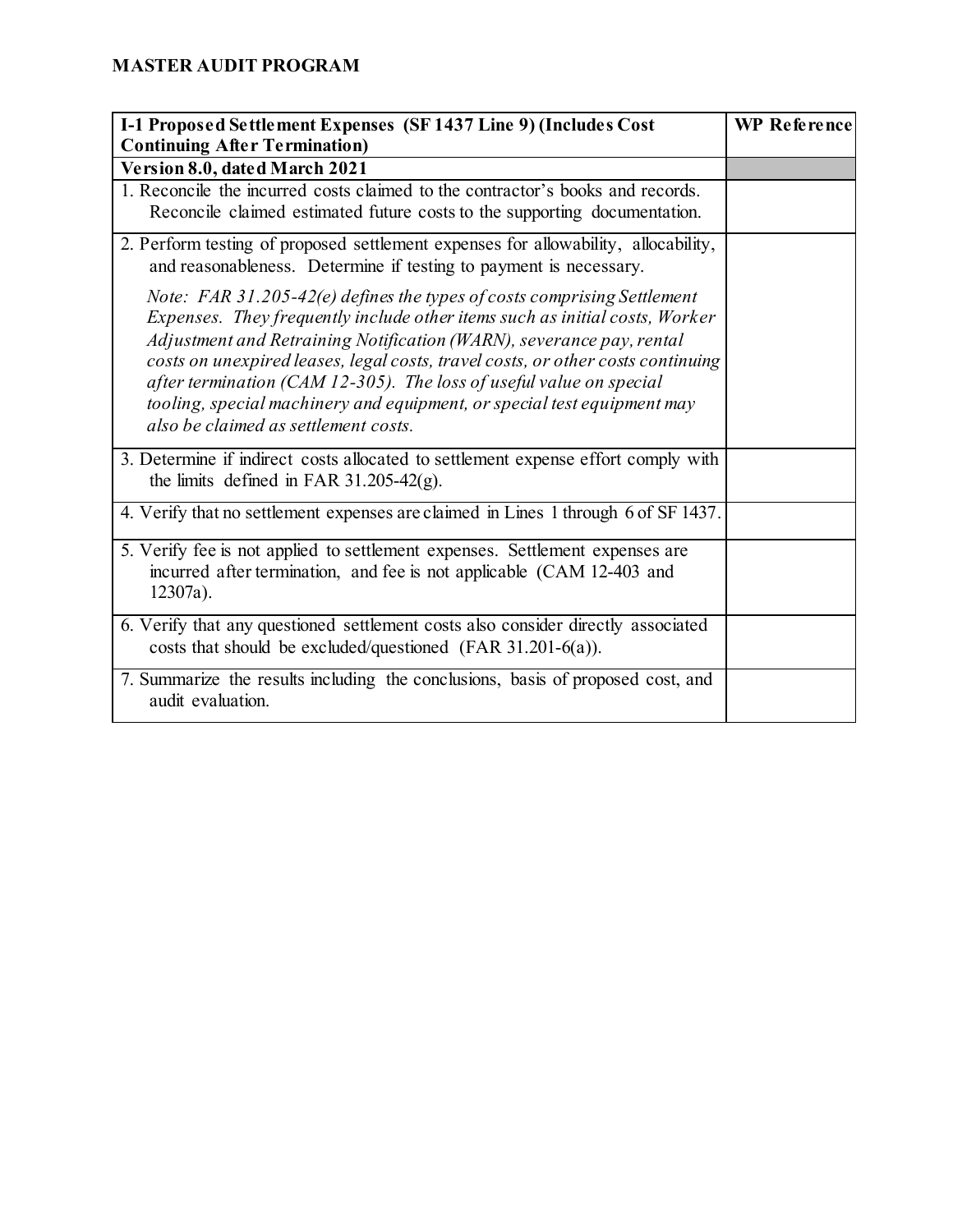## MASTER AUDIT PROGRAM

| I-1 Proposed Settlement Expenses (SF 1437 Line 9) (Includes Cost Continuing After Termination) | WP Reference |
|---|---|
| **Version 8.0, dated March 2021** | |
| 1. Reconcile the incurred costs claimed to the contractor's books and records. Reconcile claimed estimated future costs to the supporting documentation. | |
| 2. Perform testing of proposed settlement expenses for allowability, allocability, and reasonableness. Determine if testing to payment is necessary.<br><br>*Note: FAR 31.205-42(e) defines the types of costs comprising Settlement Expenses. They frequently include other items such as initial costs, Worker Adjustment and Retraining Notification (WARN), severance pay, rental costs on unexpired leases, legal costs, travel costs, or other costs continuing after termination (CAM 12-305). The loss of useful value on special tooling, special machinery and equipment, or special test equipment may also be claimed as settlement costs.* | |
| 3. Determine if indirect costs allocated to settlement expense effort comply with the limits defined in FAR 31.205-42(g). | |
| 4. Verify that no settlement expenses are claimed in Lines 1 through 6 of SF 1437. | |
| 5. Verify fee is not applied to settlement expenses. Settlement expenses are incurred after termination, and fee is not applicable (CAM 12-403 and 12307a). | |
| 6. Verify that any questioned settlement costs also consider directly associated costs that should be excluded/questioned (FAR 31.201-6(a)). | |
| 7. Summarize the results including the conclusions, basis of proposed cost, and audit evaluation. | |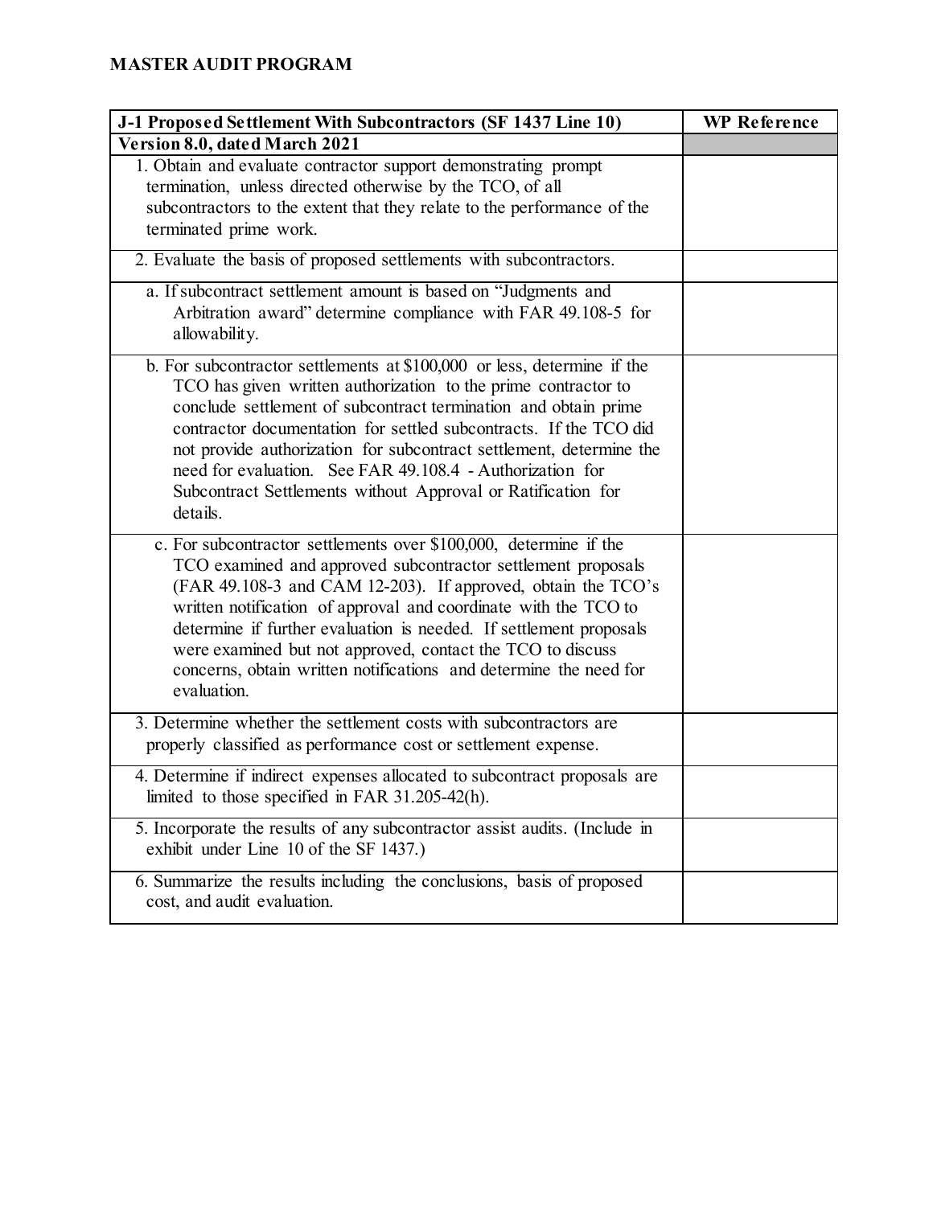## MASTER AUDIT PROGRAM

| J-1 Proposed Settlement With Subcontractors (SF 1437 Line 10) | WP Reference |
|---|---|
| **Version 8.0, dated March 2021** | |
| 1. Obtain and evaluate contractor support demonstrating prompt termination, unless directed otherwise by the TCO, of all subcontractors to the extent that they relate to the performance of the terminated prime work. | |
| 2. Evaluate the basis of proposed settlements with subcontractors. | |
| a. If subcontract settlement amount is based on "Judgments and Arbitration award" determine compliance with FAR 49.108-5 for allowability. | |
| b. For subcontractor settlements at $100,000 or less, determine if the TCO has given written authorization to the prime contractor to conclude settlement of subcontract termination and obtain prime contractor documentation for settled subcontracts. If the TCO did not provide authorization for subcontract settlement, determine the need for evaluation. See FAR 49.108.4 - Authorization for Subcontract Settlements without Approval or Ratification for details. | |
| c. For subcontractor settlements over $100,000, determine if the TCO examined and approved subcontractor settlement proposals (FAR 49.108-3 and CAM 12-203). If approved, obtain the TCO's written notification of approval and coordinate with the TCO to determine if further evaluation is needed. If settlement proposals were examined but not approved, contact the TCO to discuss concerns, obtain written notifications and determine the need for evaluation. | |
| 3. Determine whether the settlement costs with subcontractors are properly classified as performance cost or settlement expense. | |
| 4. Determine if indirect expenses allocated to subcontract proposals are limited to those specified in FAR 31.205-42(h). | |
| 5. Incorporate the results of any subcontractor assist audits. (Include in exhibit under Line 10 of the SF 1437.) | |
| 6. Summarize the results including the conclusions, basis of proposed cost, and audit evaluation. | |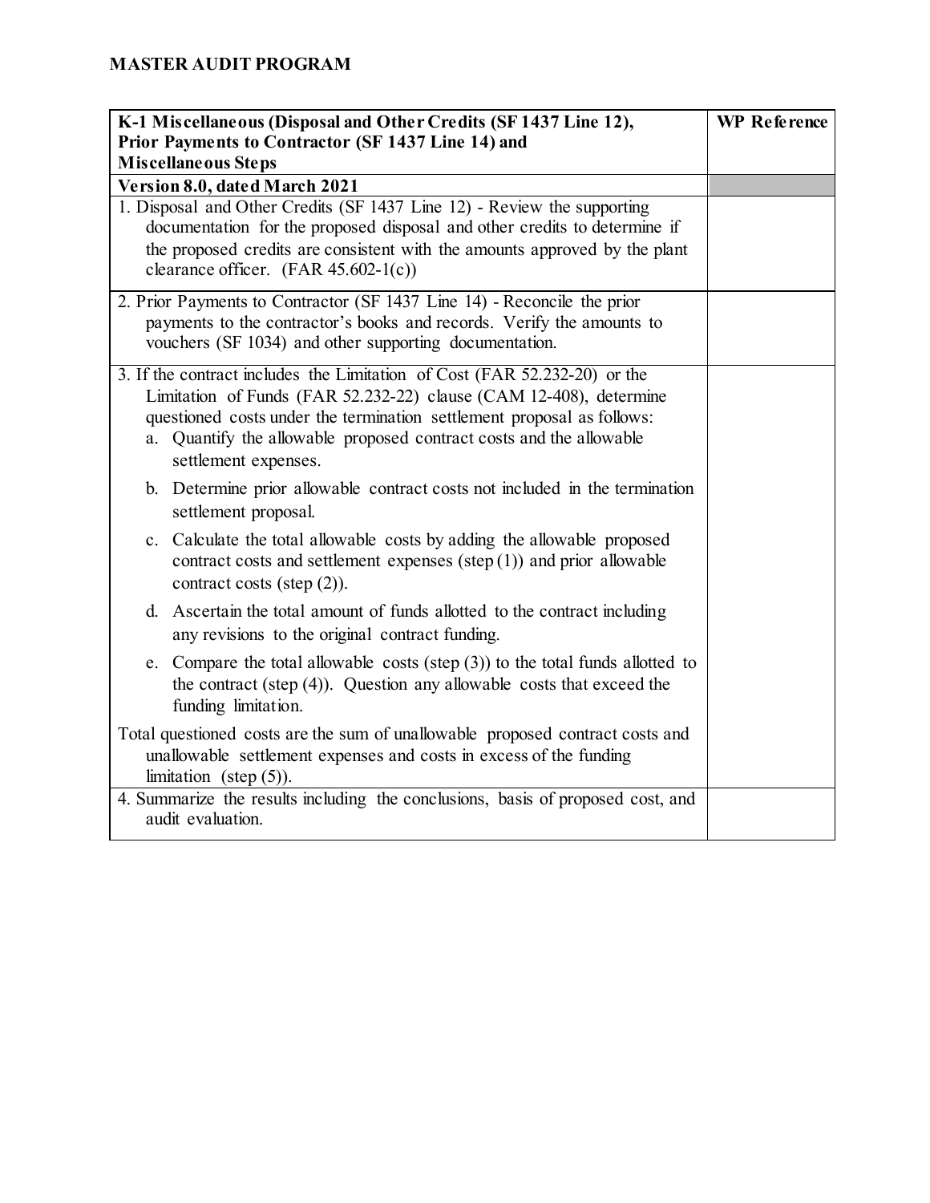**MASTER AUDIT PROGRAM**

| K-1 Miscellaneous (Disposal and Other Credits (SF 1437 Line 12), Prior Payments to Contractor (SF 1437 Line 14) and Miscellaneous Steps | WP Reference |
|---|---|
| **Version 8.0, dated March 2021** | |
| 1. Disposal and Other Credits (SF 1437 Line 12) - Review the supporting documentation for the proposed disposal and other credits to determine if the proposed credits are consistent with the amounts approved by the plant clearance officer. (FAR 45.602-1(c)) | |
| 2. Prior Payments to Contractor (SF 1437 Line 14) - Reconcile the prior payments to the contractor's books and records. Verify the amounts to vouchers (SF 1034) and other supporting documentation. | |
| 3. If the contract includes the Limitation of Cost (FAR 52.232-20) or the Limitation of Funds (FAR 52.232-22) clause (CAM 12-408), determine questioned costs under the termination settlement proposal as follows:<br>a. Quantify the allowable proposed contract costs and the allowable settlement expenses.<br>b. Determine prior allowable contract costs not included in the termination settlement proposal.<br>c. Calculate the total allowable costs by adding the allowable proposed contract costs and settlement expenses (step (1)) and prior allowable contract costs (step (2)).<br>d. Ascertain the total amount of funds allotted to the contract including any revisions to the original contract funding.<br>e. Compare the total allowable costs (step (3)) to the total funds allotted to the contract (step (4)). Question any allowable costs that exceed the funding limitation.<br><br>Total questioned costs are the sum of unallowable proposed contract costs and unallowable settlement expenses and costs in excess of the funding limitation (step (5)). | |
| 4. Summarize the results including the conclusions, basis of proposed cost, and audit evaluation. | |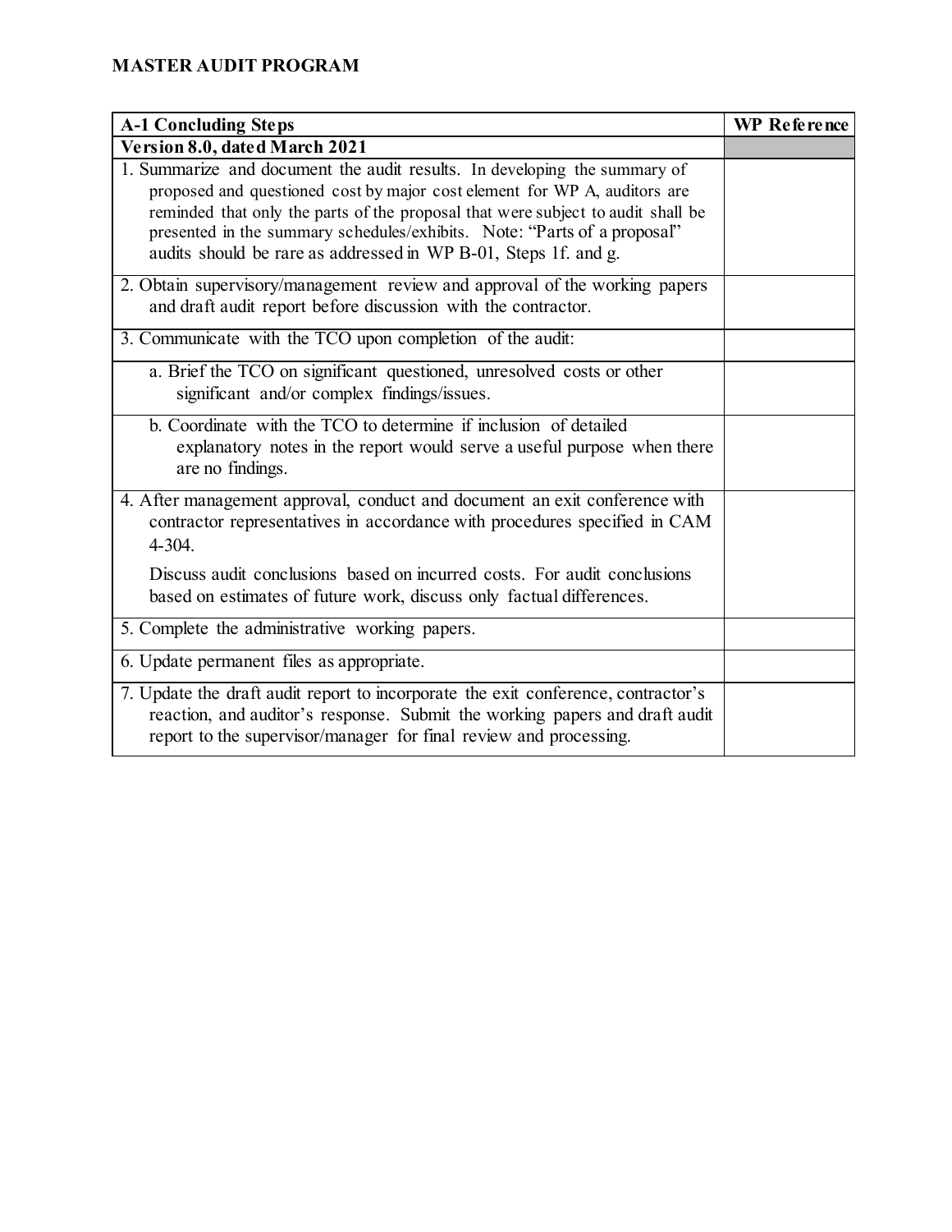**MASTER AUDIT PROGRAM**

| A-1 Concluding Steps | WP Reference |
|---|---|
| **Version 8.0, dated March 2021** | |
| 1. Summarize and document the audit results. In developing the summary of proposed and questioned cost by major cost element for WP A, auditors are reminded that only the parts of the proposal that were subject to audit shall be presented in the summary schedules/exhibits. Note: "Parts of a proposal" audits should be rare as addressed in WP B-01, Steps 1f. and g. | |
| 2. Obtain supervisory/management review and approval of the working papers and draft audit report before discussion with the contractor. | |
| 3. Communicate with the TCO upon completion of the audit: | |
| a. Brief the TCO on significant questioned, unresolved costs or other significant and/or complex findings/issues. | |
| b. Coordinate with the TCO to determine if inclusion of detailed explanatory notes in the report would serve a useful purpose when there are no findings. | |
| 4. After management approval, conduct and document an exit conference with contractor representatives in accordance with procedures specified in CAM 4-304. Discuss audit conclusions based on incurred costs. For audit conclusions based on estimates of future work, discuss only factual differences. | |
| 5. Complete the administrative working papers. | |
| 6. Update permanent files as appropriate. | |
| 7. Update the draft audit report to incorporate the exit conference, contractor's reaction, and auditor's response. Submit the working papers and draft audit report to the supervisor/manager for final review and processing. | |